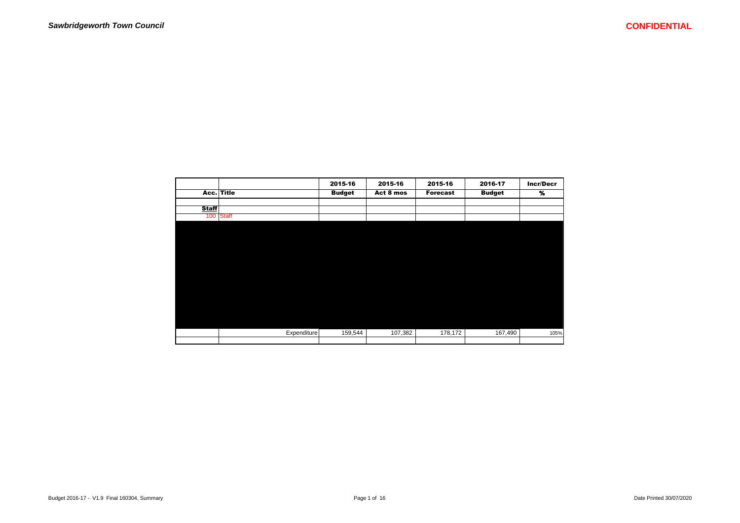*Sawbridgeworth Town Council*

**CONFIDENTIAL**

| Acc. | Title | 2015-16 Budget | 2015-16 Act 8 mos | 2015-16 Forecast | 2016-17 Budget | Incr/Decr % |
|---|---|---|---|---|---|---|
| | | | | | | |
| **Staff** | | | | | | |
| 100 | Staff | | | | | |
| | Expenditure | 159,544 | 107,382 | 178,172 | 167,490 | 105% |
| | | | | | | |

Budget 2016-17 - V1.9 Final 160304, Summary

Date Printed 30/07/2020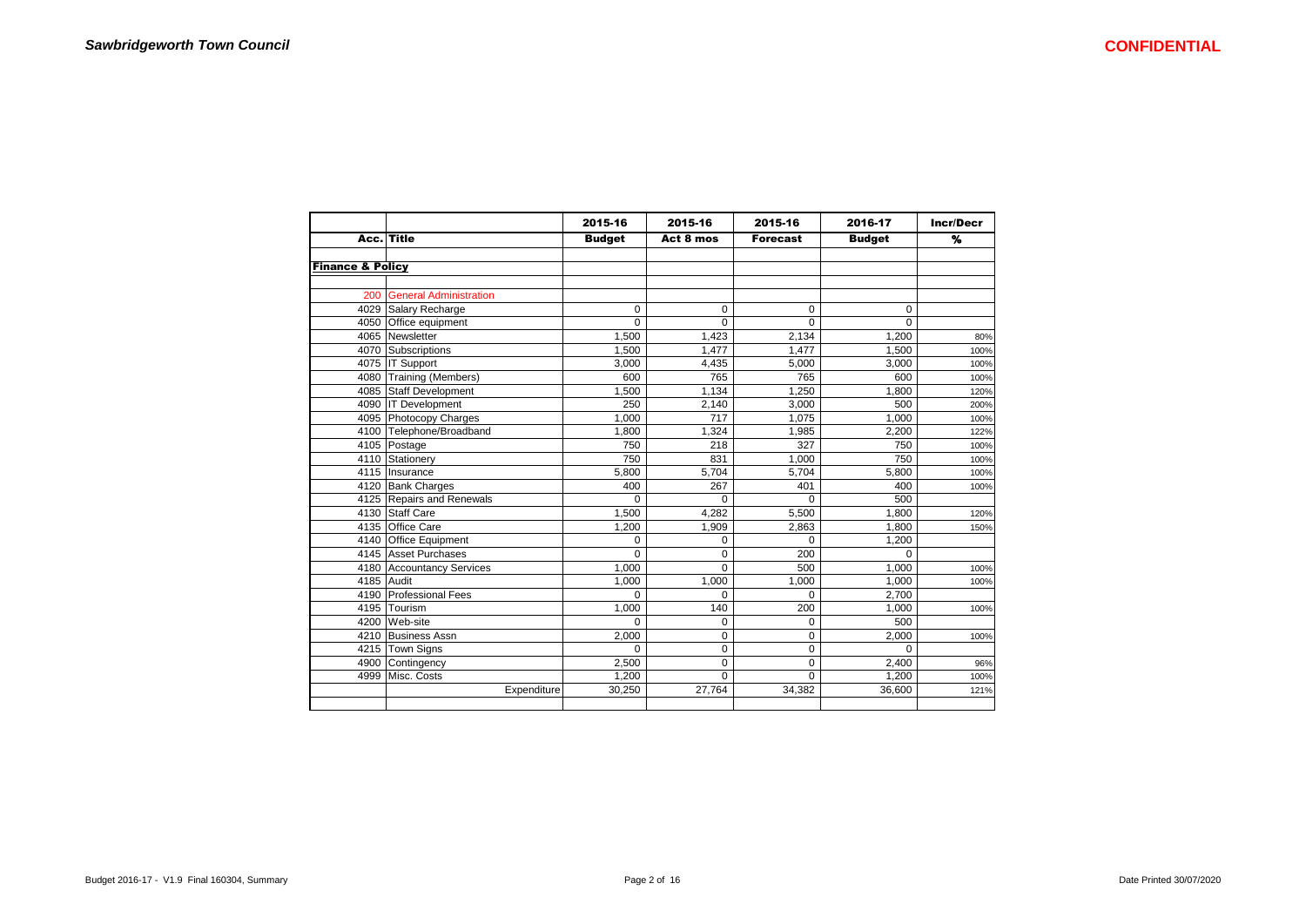*Sawbridgeworth Town Council*

**CONFIDENTIAL**

| | | 2015-16 | 2015-16 | 2015-16 | 2016-17 | Incr/Decr |
|---|---|---|---|---|---|---|
| Acc. | Title | Budget | Act 8 mos | Forecast | Budget | % |
| | | | | | | |
| **Finance & Policy** | | | | | | |
| | | | | | | |
| 200 | General Administration | | | | | |
| 4029 | Salary Recharge | 0 | 0 | 0 | 0 | |
| 4050 | Office equipment | 0 | 0 | 0 | 0 | |
| 4065 | Newsletter | 1,500 | 1,423 | 2,134 | 1,200 | 80% |
| 4070 | Subscriptions | 1,500 | 1,477 | 1,477 | 1,500 | 100% |
| 4075 | IT Support | 3,000 | 4,435 | 5,000 | 3,000 | 100% |
| 4080 | Training (Members) | 600 | 765 | 765 | 600 | 100% |
| 4085 | Staff Development | 1,500 | 1,134 | 1,250 | 1,800 | 120% |
| 4090 | IT Development | 250 | 2,140 | 3,000 | 500 | 200% |
| 4095 | Photocopy Charges | 1,000 | 717 | 1,075 | 1,000 | 100% |
| 4100 | Telephone/Broadband | 1,800 | 1,324 | 1,985 | 2,200 | 122% |
| 4105 | Postage | 750 | 218 | 327 | 750 | 100% |
| 4110 | Stationery | 750 | 831 | 1,000 | 750 | 100% |
| 4115 | Insurance | 5,800 | 5,704 | 5,704 | 5,800 | 100% |
| 4120 | Bank Charges | 400 | 267 | 401 | 400 | 100% |
| 4125 | Repairs and Renewals | 0 | 0 | 0 | 500 | |
| 4130 | Staff Care | 1,500 | 4,282 | 5,500 | 1,800 | 120% |
| 4135 | Office Care | 1,200 | 1,909 | 2,863 | 1,800 | 150% |
| 4140 | Office Equipment | 0 | 0 | 0 | 1,200 | |
| 4145 | Asset Purchases | 0 | 0 | 200 | 0 | |
| 4180 | Accountancy Services | 1,000 | 0 | 500 | 1,000 | 100% |
| 4185 | Audit | 1,000 | 1,000 | 1,000 | 1,000 | 100% |
| 4190 | Professional Fees | 0 | 0 | 0 | 2,700 | |
| 4195 | Tourism | 1,000 | 140 | 200 | 1,000 | 100% |
| 4200 | Web-site | 0 | 0 | 0 | 500 | |
| 4210 | Business Assn | 2,000 | 0 | 0 | 2,000 | 100% |
| 4215 | Town Signs | 0 | 0 | 0 | 0 | |
| 4900 | Contingency | 2,500 | 0 | 0 | 2,400 | 96% |
| 4999 | Misc. Costs | 1,200 | 0 | 0 | 1,200 | 100% |
| | Expenditure | 30,250 | 27,764 | 34,382 | 36,600 | 121% |

Budget 2016-17 - V1.9 Final 160304, Summary

Date Printed 30/07/2020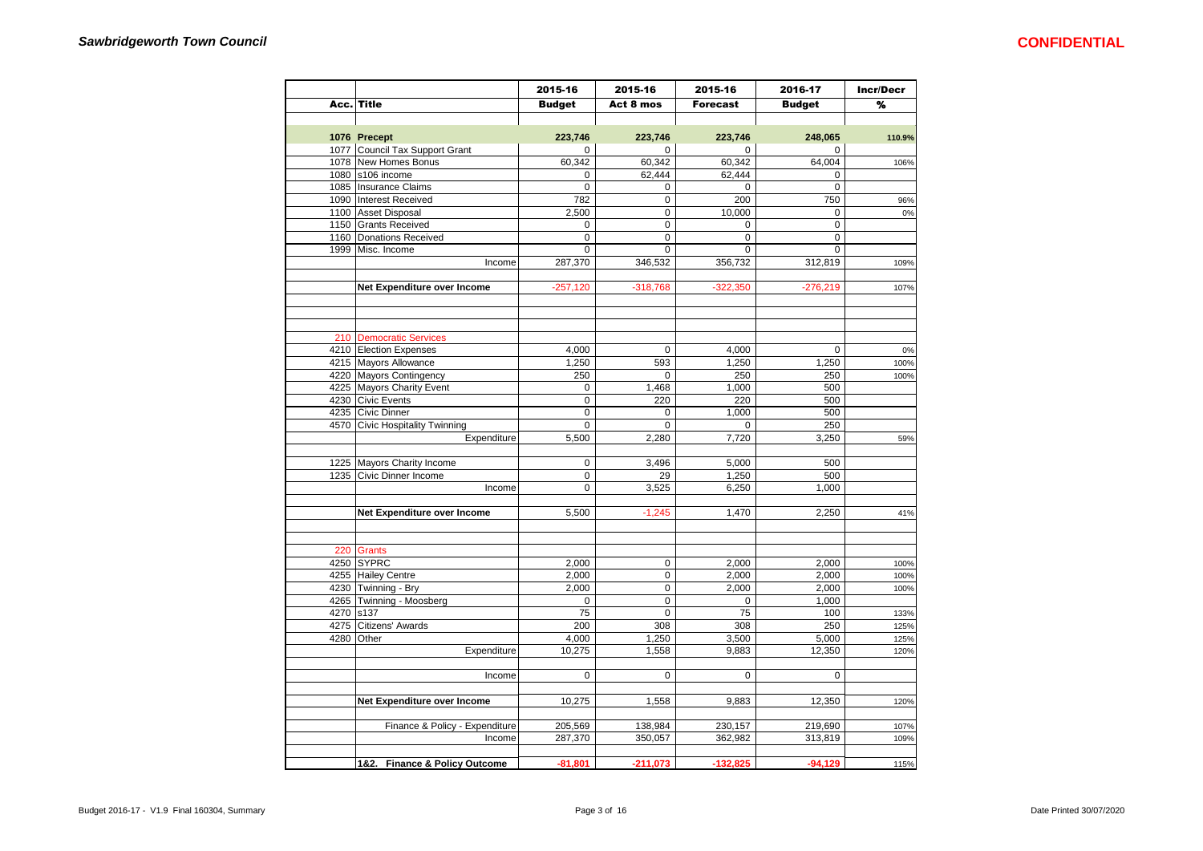| Acc. | Title | 2015-16 Budget | 2015-16 Act 8 mos | 2015-16 Forecast | 2016-17 Budget | Incr/Decr % |
|---|---|---|---|---|---|---|
| 1076 | **Precept** | **223,746** | **223,746** | **223,746** | **248,065** | **110.9%** |
| 1077 | Council Tax Support Grant | 0 | 0 | 0 | 0 | |
| 1078 | New Homes Bonus | 60,342 | 60,342 | 60,342 | 64,004 | 106% |
| 1080 | s106 income | 0 | 62,444 | 62,444 | 0 | |
| 1085 | Insurance Claims | 0 | 0 | 0 | 0 | |
| 1090 | Interest Received | 782 | 0 | 200 | 750 | 96% |
| 1100 | Asset Disposal | 2,500 | 0 | 10,000 | 0 | 0% |
| 1150 | Grants Received | 0 | 0 | 0 | 0 | |
| 1160 | Donations Received | 0 | 0 | 0 | 0 | |
| 1999 | Misc. Income | 0 | 0 | 0 | 0 | |
| | Income | 287,370 | 346,532 | 356,732 | 312,819 | 109% |
| | **Net Expenditure over Income** | -257,120 | -318,768 | -322,350 | -276,219 | 107% |
| 210 | Democratic Services | | | | | |
| 4210 | Election Expenses | 4,000 | 0 | 4,000 | 0 | 0% |
| 4215 | Mayors Allowance | 1,250 | 593 | 1,250 | 1,250 | 100% |
| 4220 | Mayors Contingency | 250 | 0 | 250 | 250 | 100% |
| 4225 | Mayors Charity Event | 0 | 1,468 | 1,000 | 500 | |
| 4230 | Civic Events | 0 | 220 | 220 | 500 | |
| 4235 | Civic Dinner | 0 | 0 | 1,000 | 500 | |
| 4570 | Civic Hospitality Twinning | 0 | 0 | 0 | 250 | |
| | Expenditure | 5,500 | 2,280 | 7,720 | 3,250 | 59% |
| 1225 | Mayors Charity Income | 0 | 3,496 | 5,000 | 500 | |
| 1235 | Civic Dinner Income | 0 | 29 | 1,250 | 500 | |
| | Income | 0 | 3,525 | 6,250 | 1,000 | |
| | **Net Expenditure over Income** | 5,500 | -1,245 | 1,470 | 2,250 | 41% |
| 220 | Grants | | | | | |
| 4250 | SYPRC | 2,000 | 0 | 2,000 | 2,000 | 100% |
| 4255 | Hailey Centre | 2,000 | 0 | 2,000 | 2,000 | 100% |
| 4230 | Twinning - Bry | 2,000 | 0 | 2,000 | 2,000 | 100% |
| 4265 | Twinning - Moosberg | 0 | 0 | 0 | 1,000 | |
| 4270 | s137 | 75 | 0 | 75 | 100 | 133% |
| 4275 | Citizens' Awards | 200 | 308 | 308 | 250 | 125% |
| 4280 | Other | 4,000 | 1,250 | 3,500 | 5,000 | 125% |
| | Expenditure | 10,275 | 1,558 | 9,883 | 12,350 | 120% |
| | Income | 0 | 0 | 0 | 0 | |
| | **Net Expenditure over Income** | 10,275 | 1,558 | 9,883 | 12,350 | 120% |
| | Finance & Policy - Expenditure | 205,569 | 138,984 | 230,157 | 219,690 | 107% |
| | Income | 287,370 | 350,057 | 362,982 | 313,819 | 109% |
| | **1&2. Finance & Policy Outcome** | **-81,801** | **-211,073** | **-132,825** | **-94,129** | 115% |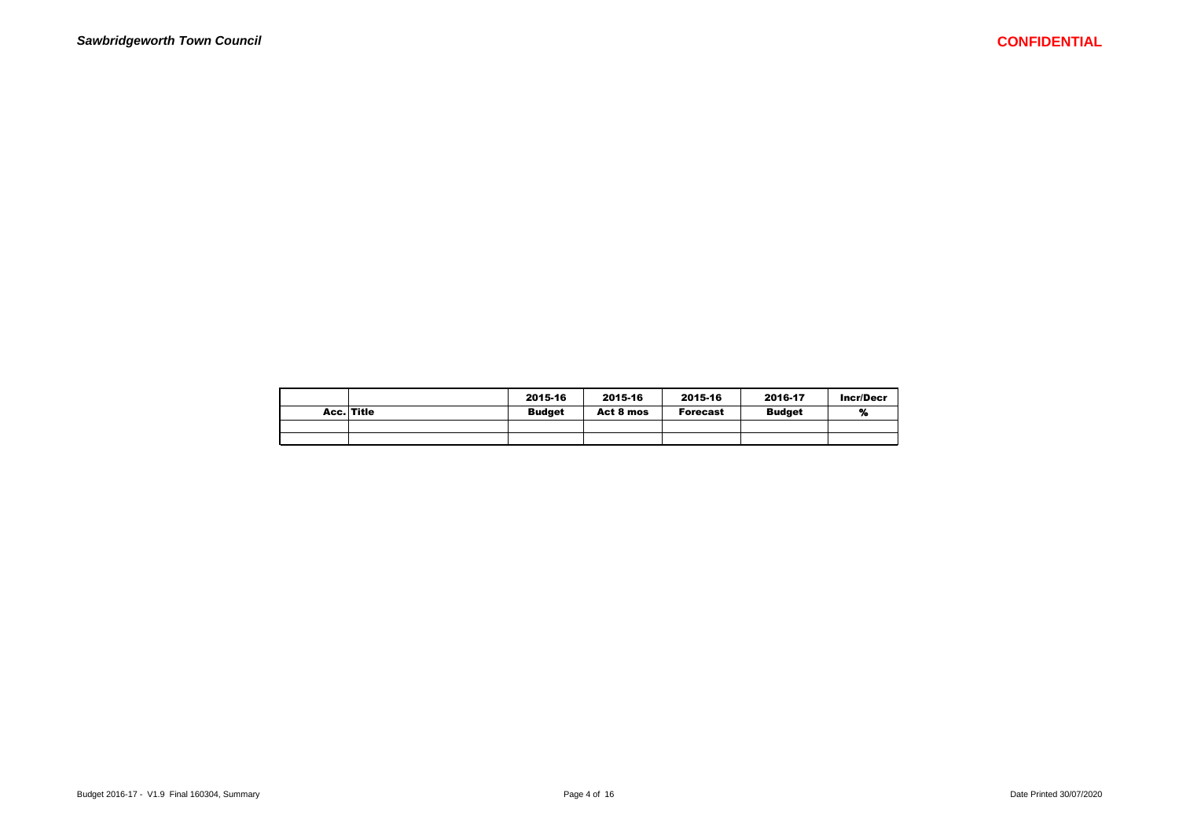| | | 2015-16 | 2015-16 | 2015-16 | 2016-17 | Incr/Decr |
|---|---|---|---|---|---|---|
| Acc. | Title | Budget | Act 8 mos | Forecast | Budget | % |
| | | | | | | |
| | | | | | | |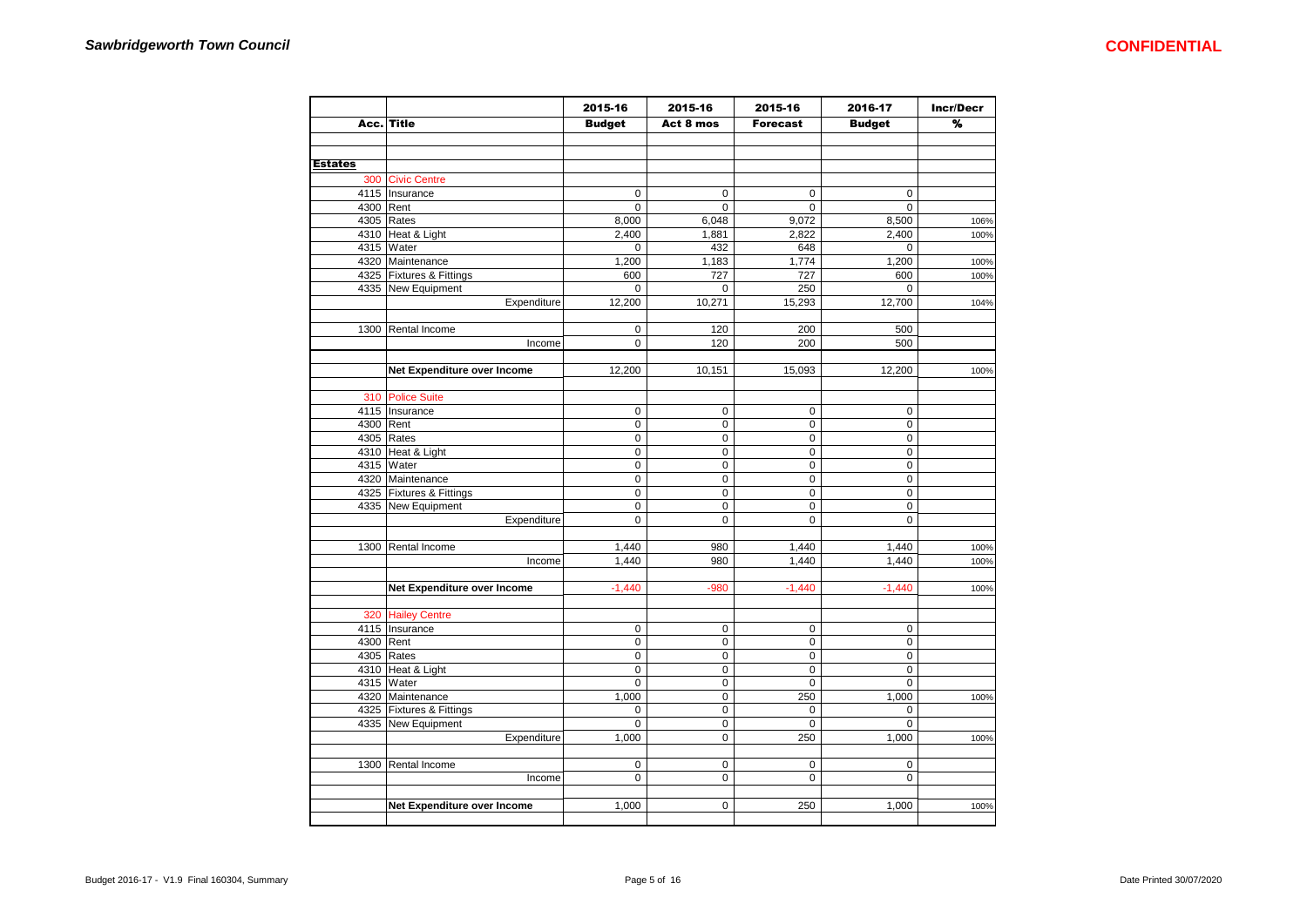**Sawbridgeworth Town Council**

**CONFIDENTIAL**

| Acc. | Title | 2015-16 Budget | 2015-16 Act 8 mos | 2015-16 Forecast | 2016-17 Budget | Incr/Decr % |
|---|---|---|---|---|---|---|
| | | | | | | |
| | | | | | | |
| **Estates** | | | | | | |
| 300 | Civic Centre | | | | | |
| 4115 | Insurance | 0 | 0 | 0 | 0 | |
| 4300 | Rent | 0 | 0 | 0 | 0 | |
| 4305 | Rates | 8,000 | 6,048 | 9,072 | 8,500 | 106% |
| 4310 | Heat & Light | 2,400 | 1,881 | 2,822 | 2,400 | 100% |
| 4315 | Water | 0 | 432 | 648 | 0 | |
| 4320 | Maintenance | 1,200 | 1,183 | 1,774 | 1,200 | 100% |
| 4325 | Fixtures & Fittings | 600 | 727 | 727 | 600 | 100% |
| 4335 | New Equipment | 0 | 0 | 250 | 0 | |
| | Expenditure | 12,200 | 10,271 | 15,293 | 12,700 | 104% |
| | | | | | | |
| 1300 | Rental Income | 0 | 120 | 200 | 500 | |
| | Income | 0 | 120 | 200 | 500 | |
| | | | | | | |
| | **Net Expenditure over Income** | 12,200 | 10,151 | 15,093 | 12,200 | 100% |
| | | | | | | |
| 310 | Police Suite | | | | | |
| 4115 | Insurance | 0 | 0 | 0 | 0 | |
| 4300 | Rent | 0 | 0 | 0 | 0 | |
| 4305 | Rates | 0 | 0 | 0 | 0 | |
| 4310 | Heat & Light | 0 | 0 | 0 | 0 | |
| 4315 | Water | 0 | 0 | 0 | 0 | |
| 4320 | Maintenance | 0 | 0 | 0 | 0 | |
| 4325 | Fixtures & Fittings | 0 | 0 | 0 | 0 | |
| 4335 | New Equipment | 0 | 0 | 0 | 0 | |
| | Expenditure | 0 | 0 | 0 | 0 | |
| | | | | | | |
| 1300 | Rental Income | 1,440 | 980 | 1,440 | 1,440 | 100% |
| | Income | 1,440 | 980 | 1,440 | 1,440 | 100% |
| | | | | | | |
| | **Net Expenditure over Income** | -1,440 | -980 | -1,440 | -1,440 | 100% |
| | | | | | | |
| 320 | Hailey Centre | | | | | |
| 4115 | Insurance | 0 | 0 | 0 | 0 | |
| 4300 | Rent | 0 | 0 | 0 | 0 | |
| 4305 | Rates | 0 | 0 | 0 | 0 | |
| 4310 | Heat & Light | 0 | 0 | 0 | 0 | |
| 4315 | Water | 0 | 0 | 0 | 0 | |
| 4320 | Maintenance | 1,000 | 0 | 250 | 1,000 | 100% |
| 4325 | Fixtures & Fittings | 0 | 0 | 0 | 0 | |
| 4335 | New Equipment | 0 | 0 | 0 | 0 | |
| | Expenditure | 1,000 | 0 | 250 | 1,000 | 100% |
| | | | | | | |
| 1300 | Rental Income | 0 | 0 | 0 | 0 | |
| | Income | 0 | 0 | 0 | 0 | |
| | | | | | | |
| | **Net Expenditure over Income** | 1,000 | 0 | 250 | 1,000 | 100% |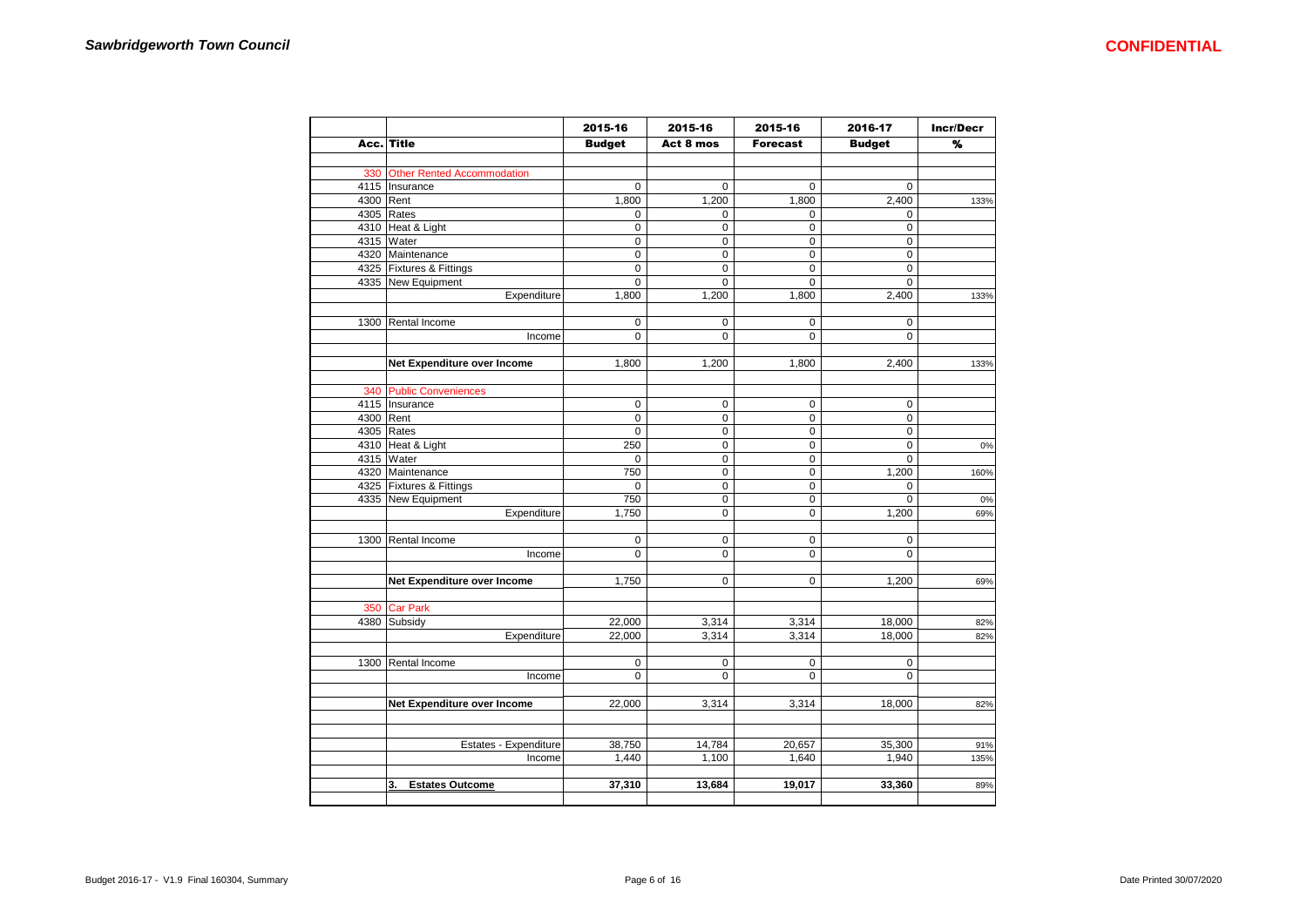**Sawbridgeworth Town Council** **CONFIDENTIAL**

| Acc. | Title | 2015-16 Budget | 2015-16 Act 8 mos | 2015-16 Forecast | 2016-17 Budget | Incr/Decr % |
|---|---|---|---|---|---|---|
| 330 | Other Rented Accommodation | | | | | |
| 4115 | Insurance | 0 | 0 | 0 | 0 | |
| 4300 | Rent | 1,800 | 1,200 | 1,800 | 2,400 | 133% |
| 4305 | Rates | 0 | 0 | 0 | 0 | |
| 4310 | Heat & Light | 0 | 0 | 0 | 0 | |
| 4315 | Water | 0 | 0 | 0 | 0 | |
| 4320 | Maintenance | 0 | 0 | 0 | 0 | |
| 4325 | Fixtures & Fittings | 0 | 0 | 0 | 0 | |
| 4335 | New Equipment | 0 | 0 | 0 | 0 | |
| | Expenditure | 1,800 | 1,200 | 1,800 | 2,400 | 133% |
| 1300 | Rental Income | 0 | 0 | 0 | 0 | |
| | Income | 0 | 0 | 0 | 0 | |
| | **Net Expenditure over Income** | 1,800 | 1,200 | 1,800 | 2,400 | 133% |
| 340 | Public Conveniences | | | | | |
| 4115 | Insurance | 0 | 0 | 0 | 0 | |
| 4300 | Rent | 0 | 0 | 0 | 0 | |
| 4305 | Rates | 0 | 0 | 0 | 0 | |
| 4310 | Heat & Light | 250 | 0 | 0 | 0 | 0% |
| 4315 | Water | 0 | 0 | 0 | 0 | |
| 4320 | Maintenance | 750 | 0 | 0 | 1,200 | 160% |
| 4325 | Fixtures & Fittings | 0 | 0 | 0 | 0 | |
| 4335 | New Equipment | 750 | 0 | 0 | 0 | 0% |
| | Expenditure | 1,750 | 0 | 0 | 1,200 | 69% |
| 1300 | Rental Income | 0 | 0 | 0 | 0 | |
| | Income | 0 | 0 | 0 | 0 | |
| | **Net Expenditure over Income** | 1,750 | 0 | 0 | 1,200 | 69% |
| 350 | Car Park | | | | | |
| 4380 | Subsidy | 22,000 | 3,314 | 3,314 | 18,000 | 82% |
| | Expenditure | 22,000 | 3,314 | 3,314 | 18,000 | 82% |
| 1300 | Rental Income | 0 | 0 | 0 | 0 | |
| | Income | 0 | 0 | 0 | 0 | |
| | **Net Expenditure over Income** | 22,000 | 3,314 | 3,314 | 18,000 | 82% |
| | Estates - Expenditure | 38,750 | 14,784 | 20,657 | 35,300 | 91% |
| | Income | 1,440 | 1,100 | 1,640 | 1,940 | 135% |
| | **3. Estates Outcome** | **37,310** | **13,684** | **19,017** | **33,360** | 89% |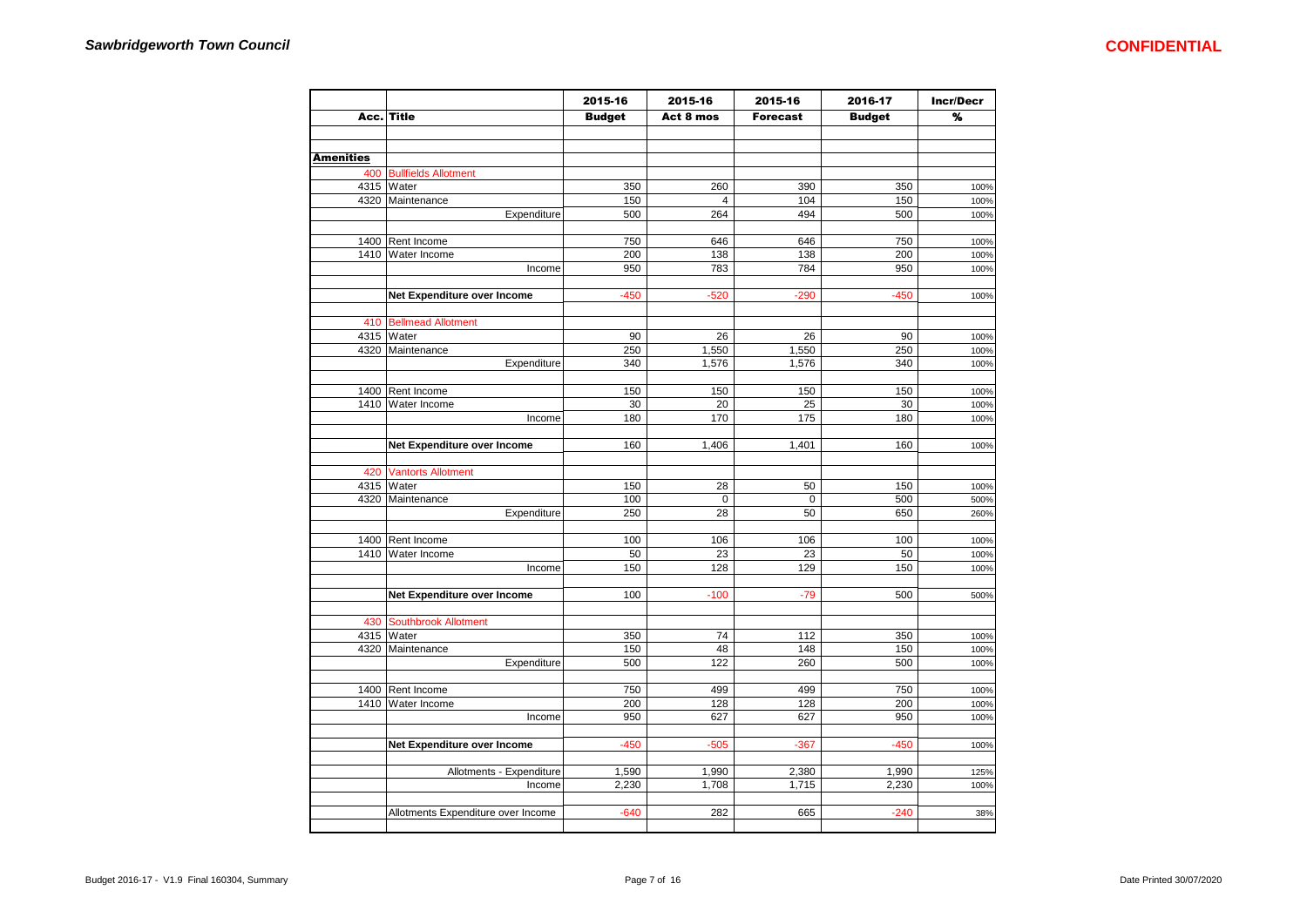**Sawbridgeworth Town Council** **CONFIDENTIAL**

| Acc. | Title | 2015-16 Budget | 2015-16 Act 8 mos | 2015-16 Forecast | 2016-17 Budget | Incr/Decr % |
|---|---|---|---|---|---|---|
| **Amenities** | | | | | | |
| 400 | Bullfields Allotment | | | | | |
| 4315 | Water | 350 | 260 | 390 | 350 | 100% |
| 4320 | Maintenance | 150 | 4 | 104 | 150 | 100% |
| | Expenditure | 500 | 264 | 494 | 500 | 100% |
| 1400 | Rent Income | 750 | 646 | 646 | 750 | 100% |
| 1410 | Water Income | 200 | 138 | 138 | 200 | 100% |
| | Income | 950 | 783 | 784 | 950 | 100% |
| | **Net Expenditure over Income** | -450 | -520 | -290 | -450 | 100% |
| 410 | Bellmead Allotment | | | | | |
| 4315 | Water | 90 | 26 | 26 | 90 | 100% |
| 4320 | Maintenance | 250 | 1,550 | 1,550 | 250 | 100% |
| | Expenditure | 340 | 1,576 | 1,576 | 340 | 100% |
| 1400 | Rent Income | 150 | 150 | 150 | 150 | 100% |
| 1410 | Water Income | 30 | 20 | 25 | 30 | 100% |
| | Income | 180 | 170 | 175 | 180 | 100% |
| | **Net Expenditure over Income** | 160 | 1,406 | 1,401 | 160 | 100% |
| 420 | Vantorts Allotment | | | | | |
| 4315 | Water | 150 | 28 | 50 | 150 | 100% |
| 4320 | Maintenance | 100 | 0 | 0 | 500 | 500% |
| | Expenditure | 250 | 28 | 50 | 650 | 260% |
| 1400 | Rent Income | 100 | 106 | 106 | 100 | 100% |
| 1410 | Water Income | 50 | 23 | 23 | 50 | 100% |
| | Income | 150 | 128 | 129 | 150 | 100% |
| | **Net Expenditure over Income** | 100 | -100 | -79 | 500 | 500% |
| 430 | Southbrook Allotment | | | | | |
| 4315 | Water | 350 | 74 | 112 | 350 | 100% |
| 4320 | Maintenance | 150 | 48 | 148 | 150 | 100% |
| | Expenditure | 500 | 122 | 260 | 500 | 100% |
| 1400 | Rent Income | 750 | 499 | 499 | 750 | 100% |
| 1410 | Water Income | 200 | 128 | 128 | 200 | 100% |
| | Income | 950 | 627 | 627 | 950 | 100% |
| | **Net Expenditure over Income** | -450 | -505 | -367 | -450 | 100% |
| | Allotments - Expenditure | 1,590 | 1,990 | 2,380 | 1,990 | 125% |
| | Income | 2,230 | 1,708 | 1,715 | 2,230 | 100% |
| | Allotments Expenditure over Income | -640 | 282 | 665 | -240 | 38% |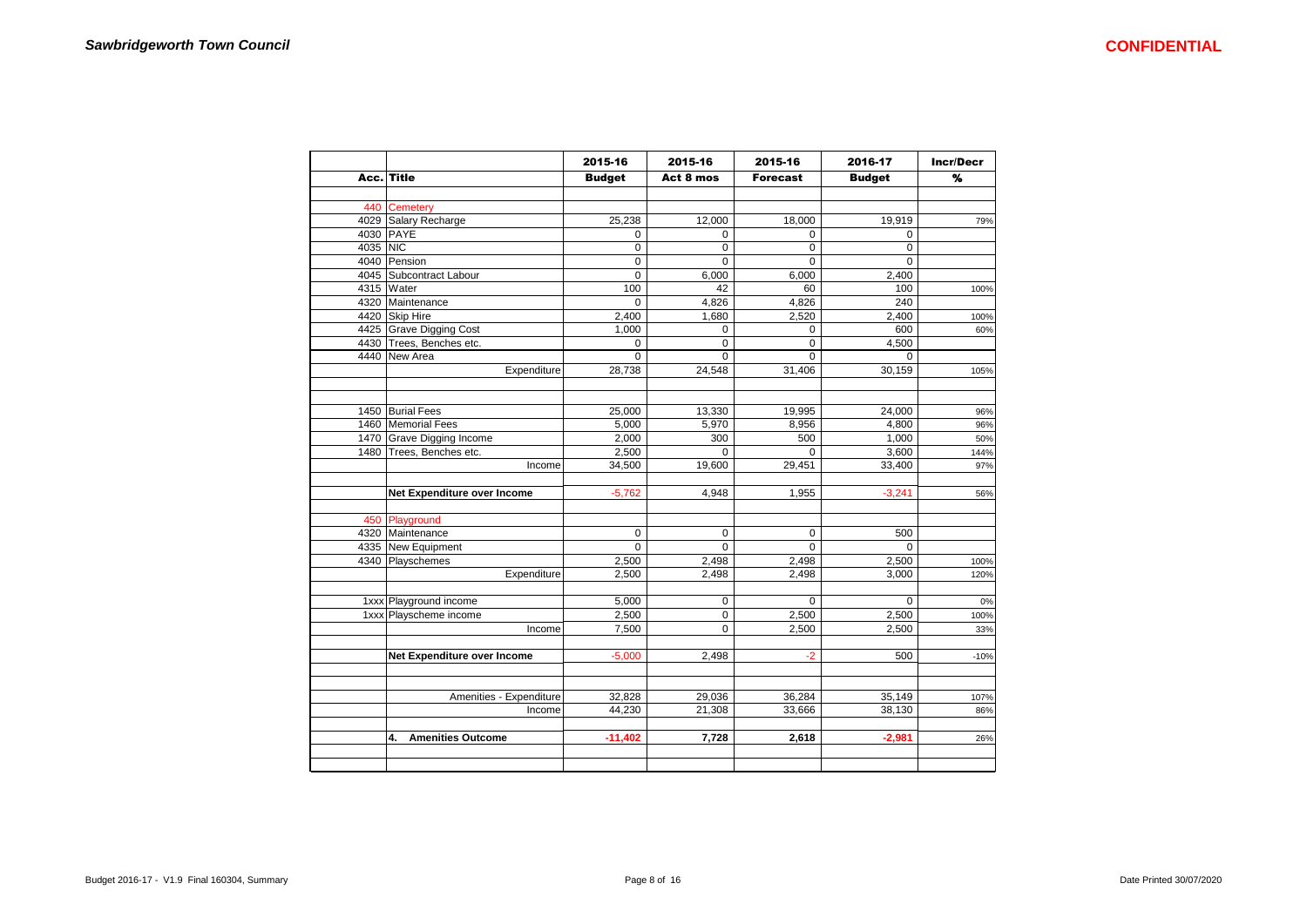***Sawbridgeworth Town Council***

**CONFIDENTIAL**

| Acc. | Title | 2015-16 Budget | 2015-16 Act 8 mos | 2015-16 Forecast | 2016-17 Budget | Incr/Decr % |
|---|---|---|---|---|---|---|
| 440 | Cemetery | | | | | |
| 4029 | Salary Recharge | 25,238 | 12,000 | 18,000 | 19,919 | 79% |
| 4030 | PAYE | 0 | 0 | 0 | 0 | |
| 4035 | NIC | 0 | 0 | 0 | 0 | |
| 4040 | Pension | 0 | 0 | 0 | 0 | |
| 4045 | Subcontract Labour | 0 | 6,000 | 6,000 | 2,400 | |
| 4315 | Water | 100 | 42 | 60 | 100 | 100% |
| 4320 | Maintenance | 0 | 4,826 | 4,826 | 240 | |
| 4420 | Skip Hire | 2,400 | 1,680 | 2,520 | 2,400 | 100% |
| 4425 | Grave Digging Cost | 1,000 | 0 | 0 | 600 | 60% |
| 4430 | Trees, Benches etc. | 0 | 0 | 0 | 4,500 | |
| 4440 | New Area | 0 | 0 | 0 | 0 | |
| | Expenditure | 28,738 | 24,548 | 31,406 | 30,159 | 105% |
| | | | | | | |
| 1450 | Burial Fees | 25,000 | 13,330 | 19,995 | 24,000 | 96% |
| 1460 | Memorial Fees | 5,000 | 5,970 | 8,956 | 4,800 | 96% |
| 1470 | Grave Digging Income | 2,000 | 300 | 500 | 1,000 | 50% |
| 1480 | Trees, Benches etc. | 2,500 | 0 | 0 | 3,600 | 144% |
| | Income | 34,500 | 19,600 | 29,451 | 33,400 | 97% |
| | | | | | | |
| | **Net Expenditure over Income** | -5,762 | 4,948 | 1,955 | -3,241 | 56% |
| | | | | | | |
| 450 | Playground | | | | | |
| 4320 | Maintenance | 0 | 0 | 0 | 500 | |
| 4335 | New Equipment | 0 | 0 | 0 | 0 | |
| 4340 | Playschemes | 2,500 | 2,498 | 2,498 | 2,500 | 100% |
| | Expenditure | 2,500 | 2,498 | 2,498 | 3,000 | 120% |
| | | | | | | |
| 1xxx | Playground income | 5,000 | 0 | 0 | 0 | 0% |
| 1xxx | Playscheme income | 2,500 | 0 | 2,500 | 2,500 | 100% |
| | Income | 7,500 | 0 | 2,500 | 2,500 | 33% |
| | | | | | | |
| | **Net Expenditure over Income** | -5,000 | 2,498 | -2 | 500 | -10% |
| | | | | | | |
| | Amenities - Expenditure | 32,828 | 29,036 | 36,284 | 35,149 | 107% |
| | Income | 44,230 | 21,308 | 33,666 | 38,130 | 86% |
| | | | | | | |
| | **4. Amenities Outcome** | **-11,402** | **7,728** | **2,618** | **-2,981** | 26% |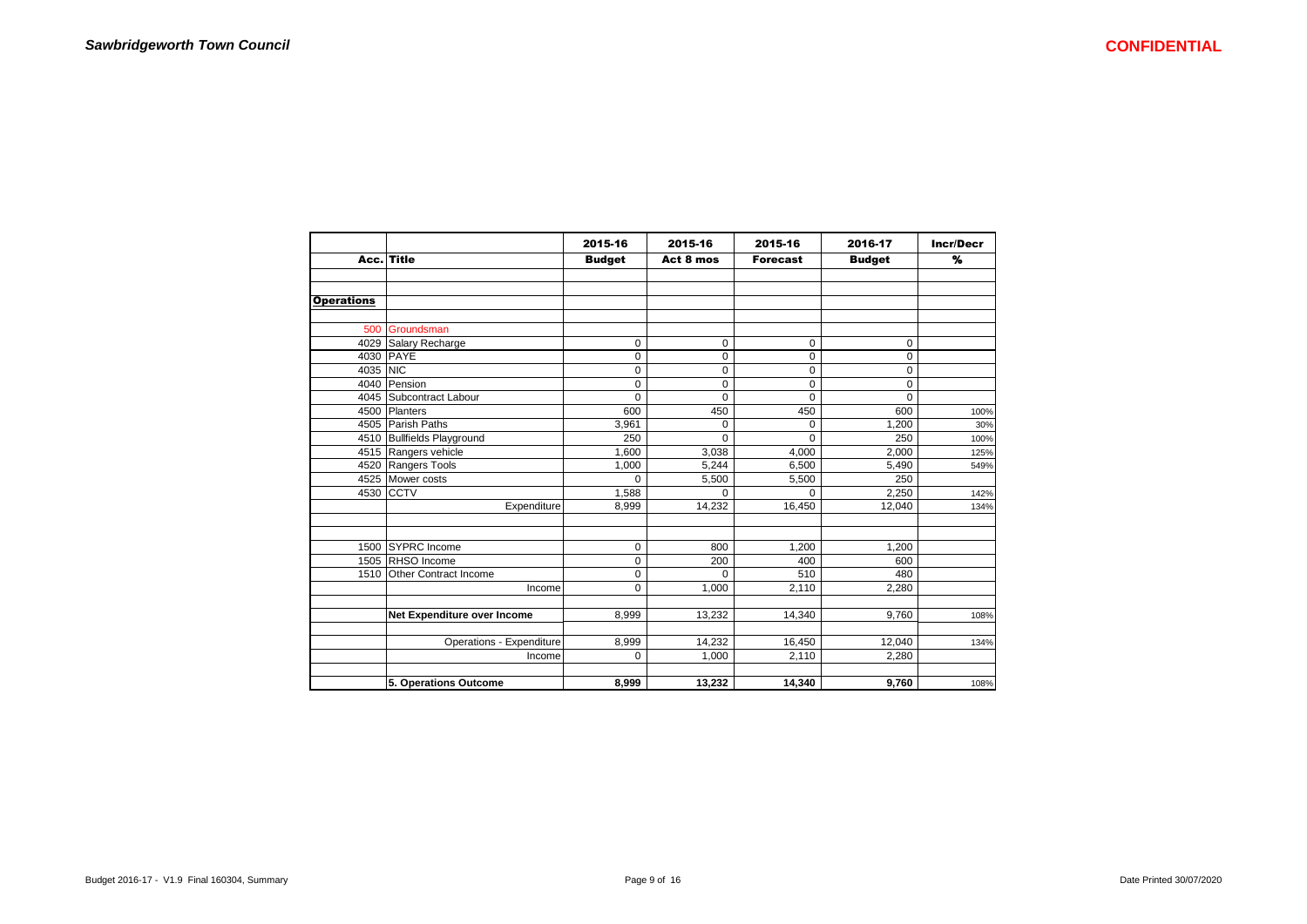*Sawbridgeworth Town Council*

**CONFIDENTIAL**

| Acc. | Title | 2015-16 Budget | 2015-16 Act 8 mos | 2015-16 Forecast | 2016-17 Budget | Incr/Decr % |
|---|---|---|---|---|---|---|
| | | | | | | |
| **Operations** | | | | | | |
| | | | | | | |
| 500 | Groundsman | | | | | |
| 4029 | Salary Recharge | 0 | 0 | 0 | 0 | |
| 4030 | PAYE | 0 | 0 | 0 | 0 | |
| 4035 | NIC | 0 | 0 | 0 | 0 | |
| 4040 | Pension | 0 | 0 | 0 | 0 | |
| 4045 | Subcontract Labour | 0 | 0 | 0 | 0 | |
| 4500 | Planters | 600 | 450 | 450 | 600 | 100% |
| 4505 | Parish Paths | 3,961 | 0 | 0 | 1,200 | 30% |
| 4510 | Bullfields Playground | 250 | 0 | 0 | 250 | 100% |
| 4515 | Rangers vehicle | 1,600 | 3,038 | 4,000 | 2,000 | 125% |
| 4520 | Rangers Tools | 1,000 | 5,244 | 6,500 | 5,490 | 549% |
| 4525 | Mower costs | 0 | 5,500 | 5,500 | 250 | |
| 4530 | CCTV | 1,588 | 0 | 0 | 2,250 | 142% |
| | Expenditure | 8,999 | 14,232 | 16,450 | 12,040 | 134% |
| | | | | | | |
| 1500 | SYPRC Income | 0 | 800 | 1,200 | 1,200 | |
| 1505 | RHSO Income | 0 | 200 | 400 | 600 | |
| 1510 | Other Contract Income | 0 | 0 | 510 | 480 | |
| | Income | 0 | 1,000 | 2,110 | 2,280 | |
| | | | | | | |
| | **Net Expenditure over Income** | 8,999 | 13,232 | 14,340 | 9,760 | 108% |
| | | | | | | |
| | Operations - Expenditure | 8,999 | 14,232 | 16,450 | 12,040 | 134% |
| | Income | 0 | 1,000 | 2,110 | 2,280 | |
| | | | | | | |
| | **5. Operations Outcome** | **8,999** | **13,232** | **14,340** | **9,760** | 108% |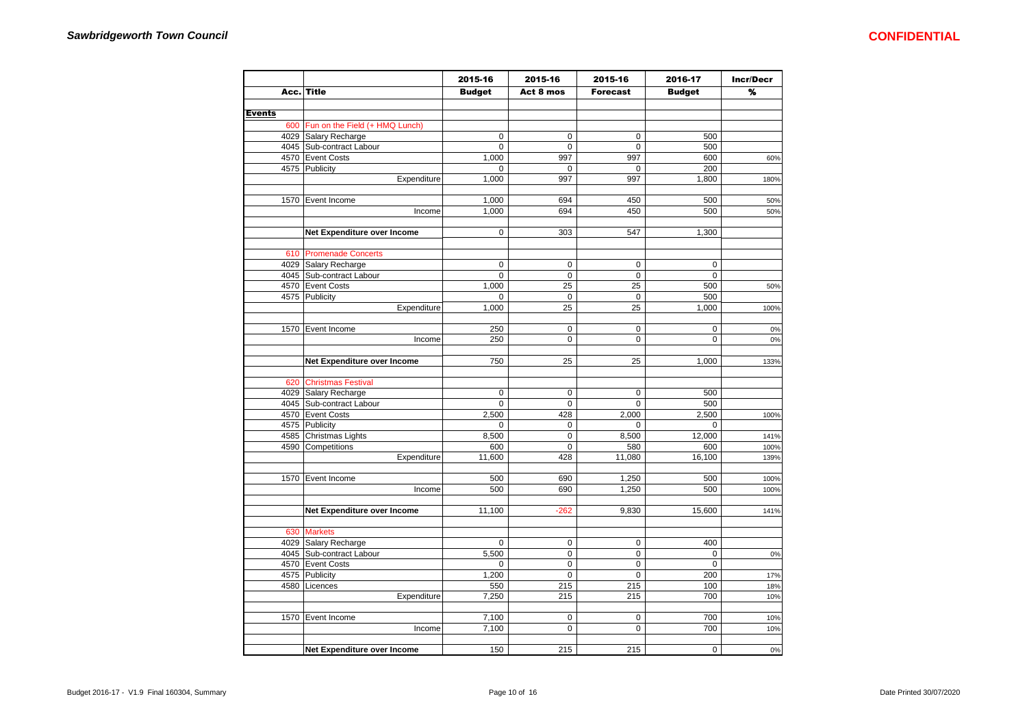**Sawbridgeworth Town Council** **CONFIDENTIAL**

| Acc. | Title | 2015-16 Budget | 2015-16 Act 8 mos | 2015-16 Forecast | 2016-17 Budget | Incr/Decr % |
|---|---|---|---|---|---|---|
| **Events** | | | | | | |
| 600 | Fun on the Field (+ HMQ Lunch) | | | | | |
| 4029 | Salary Recharge | 0 | 0 | 0 | 500 | |
| 4045 | Sub-contract Labour | 0 | 0 | 0 | 500 | |
| 4570 | Event Costs | 1,000 | 997 | 997 | 600 | 60% |
| 4575 | Publicity | 0 | 0 | 0 | 200 | |
| | Expenditure | 1,000 | 997 | 997 | 1,800 | 180% |
| | | | | | | |
| 1570 | Event Income | 1,000 | 694 | 450 | 500 | 50% |
| | Income | 1,000 | 694 | 450 | 500 | 50% |
| | | | | | | |
| | **Net Expenditure over Income** | 0 | 303 | 547 | 1,300 | |
| | | | | | | |
| 610 | Promenade Concerts | | | | | |
| 4029 | Salary Recharge | 0 | 0 | 0 | 0 | |
| 4045 | Sub-contract Labour | 0 | 0 | 0 | 0 | |
| 4570 | Event Costs | 1,000 | 25 | 25 | 500 | 50% |
| 4575 | Publicity | 0 | 0 | 0 | 500 | |
| | Expenditure | 1,000 | 25 | 25 | 1,000 | 100% |
| | | | | | | |
| 1570 | Event Income | 250 | 0 | 0 | 0 | 0% |
| | Income | 250 | 0 | 0 | 0 | 0% |
| | | | | | | |
| | **Net Expenditure over Income** | 750 | 25 | 25 | 1,000 | 133% |
| | | | | | | |
| 620 | Christmas Festival | | | | | |
| 4029 | Salary Recharge | 0 | 0 | 0 | 500 | |
| 4045 | Sub-contract Labour | 0 | 0 | 0 | 500 | |
| 4570 | Event Costs | 2,500 | 428 | 2,000 | 2,500 | 100% |
| 4575 | Publicity | 0 | 0 | 0 | 0 | |
| 4585 | Christmas Lights | 8,500 | 0 | 8,500 | 12,000 | 141% |
| 4590 | Competitions | 600 | 0 | 580 | 600 | 100% |
| | Expenditure | 11,600 | 428 | 11,080 | 16,100 | 139% |
| | | | | | | |
| 1570 | Event Income | 500 | 690 | 1,250 | 500 | 100% |
| | Income | 500 | 690 | 1,250 | 500 | 100% |
| | | | | | | |
| | **Net Expenditure over Income** | 11,100 | -262 | 9,830 | 15,600 | 141% |
| | | | | | | |
| 630 | Markets | | | | | |
| 4029 | Salary Recharge | 0 | 0 | 0 | 400 | |
| 4045 | Sub-contract Labour | 5,500 | 0 | 0 | 0 | 0% |
| 4570 | Event Costs | 0 | 0 | 0 | 0 | |
| 4575 | Publicity | 1,200 | 0 | 0 | 200 | 17% |
| 4580 | Licences | 550 | 215 | 215 | 100 | 18% |
| | Expenditure | 7,250 | 215 | 215 | 700 | 10% |
| | | | | | | |
| 1570 | Event Income | 7,100 | 0 | 0 | 700 | 10% |
| | Income | 7,100 | 0 | 0 | 700 | 10% |
| | | | | | | |
| | **Net Expenditure over Income** | 150 | 215 | 215 | 0 | 0% |

Budget 2016-17 - V1.9 Final 160304, Summary Date Printed 30/07/2020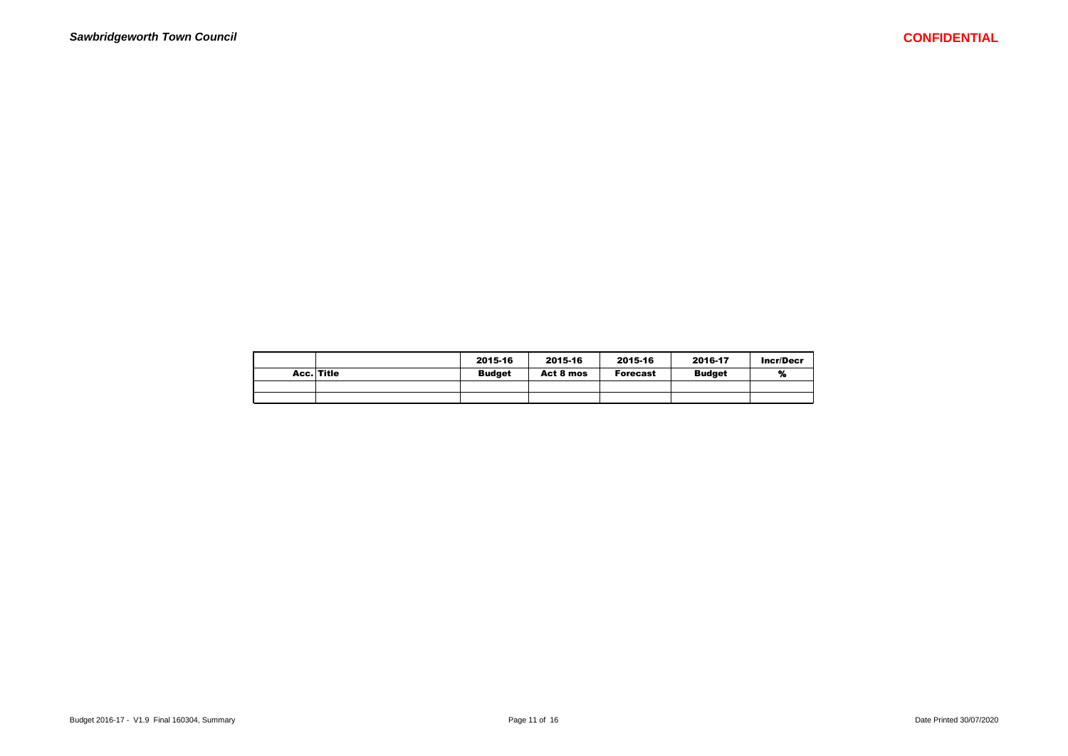| | | 2015-16 | 2015-16 | 2015-16 | 2016-17 | Incr/Decr |
|---|---|---|---|---|---|---|
| Acc. | Title | Budget | Act 8 mos | Forecast | Budget | % |
| | | | | | | |
| | | | | | | |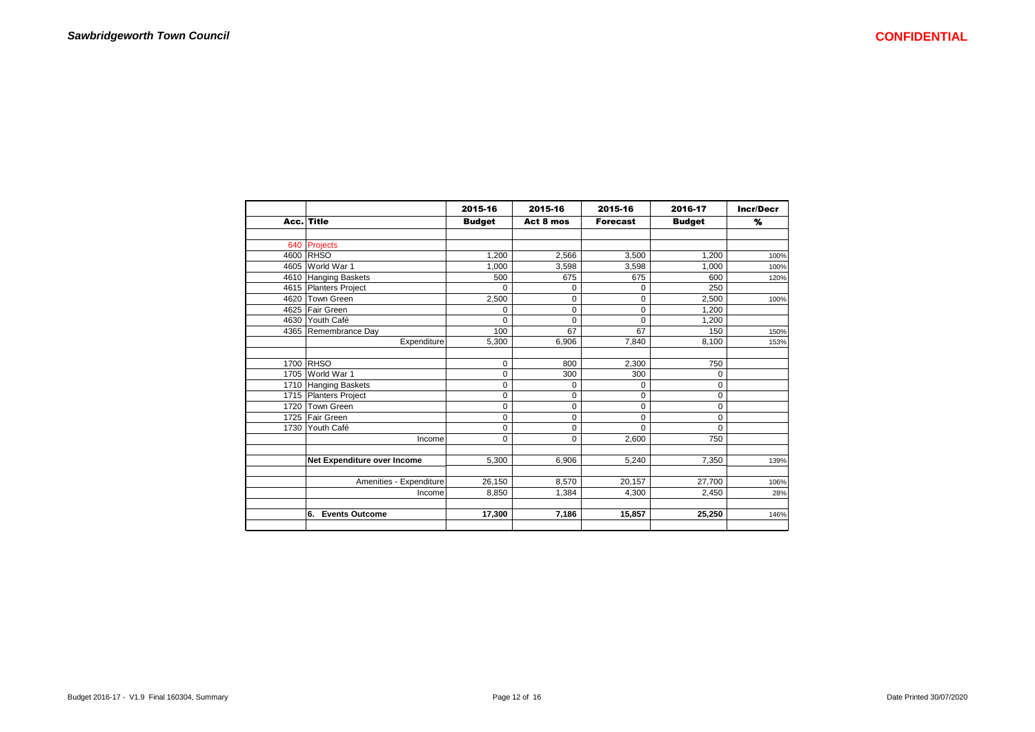*Sawbridgeworth Town Council*

**CONFIDENTIAL**

| Acc. | Title | 2015-16 Budget | 2015-16 Act 8 mos | 2015-16 Forecast | 2016-17 Budget | Incr/Decr % |
|---|---|---|---|---|---|---|
| 640 | Projects | | | | | |
| 4600 | RHSO | 1,200 | 2,566 | 3,500 | 1,200 | 100% |
| 4605 | World War 1 | 1,000 | 3,598 | 3,598 | 1,000 | 100% |
| 4610 | Hanging Baskets | 500 | 675 | 675 | 600 | 120% |
| 4615 | Planters Project | 0 | 0 | 0 | 250 | |
| 4620 | Town Green | 2,500 | 0 | 0 | 2,500 | 100% |
| 4625 | Fair Green | 0 | 0 | 0 | 1,200 | |
| 4630 | Youth Café | 0 | 0 | 0 | 1,200 | |
| 4365 | Remembrance Day | 100 | 67 | 67 | 150 | 150% |
| | Expenditure | 5,300 | 6,906 | 7,840 | 8,100 | 153% |
| | | | | | | |
| 1700 | RHSO | 0 | 800 | 2,300 | 750 | |
| 1705 | World War 1 | 0 | 300 | 300 | 0 | |
| 1710 | Hanging Baskets | 0 | 0 | 0 | 0 | |
| 1715 | Planters Project | 0 | 0 | 0 | 0 | |
| 1720 | Town Green | 0 | 0 | 0 | 0 | |
| 1725 | Fair Green | 0 | 0 | 0 | 0 | |
| 1730 | Youth Café | 0 | 0 | 0 | 0 | |
| | Income | 0 | 0 | 2,600 | 750 | |
| | | | | | | |
| | **Net Expenditure over Income** | 5,300 | 6,906 | 5,240 | 7,350 | 139% |
| | | | | | | |
| | Amenities - Expenditure | 26,150 | 8,570 | 20,157 | 27,700 | 106% |
| | Income | 8,850 | 1,384 | 4,300 | 2,450 | 28% |
| | | | | | | |
| | **6. Events Outcome** | **17,300** | **7,186** | **15,857** | **25,250** | 146% |

Budget 2016-17 - V1.9 Final 160304, Summary

Date Printed 30/07/2020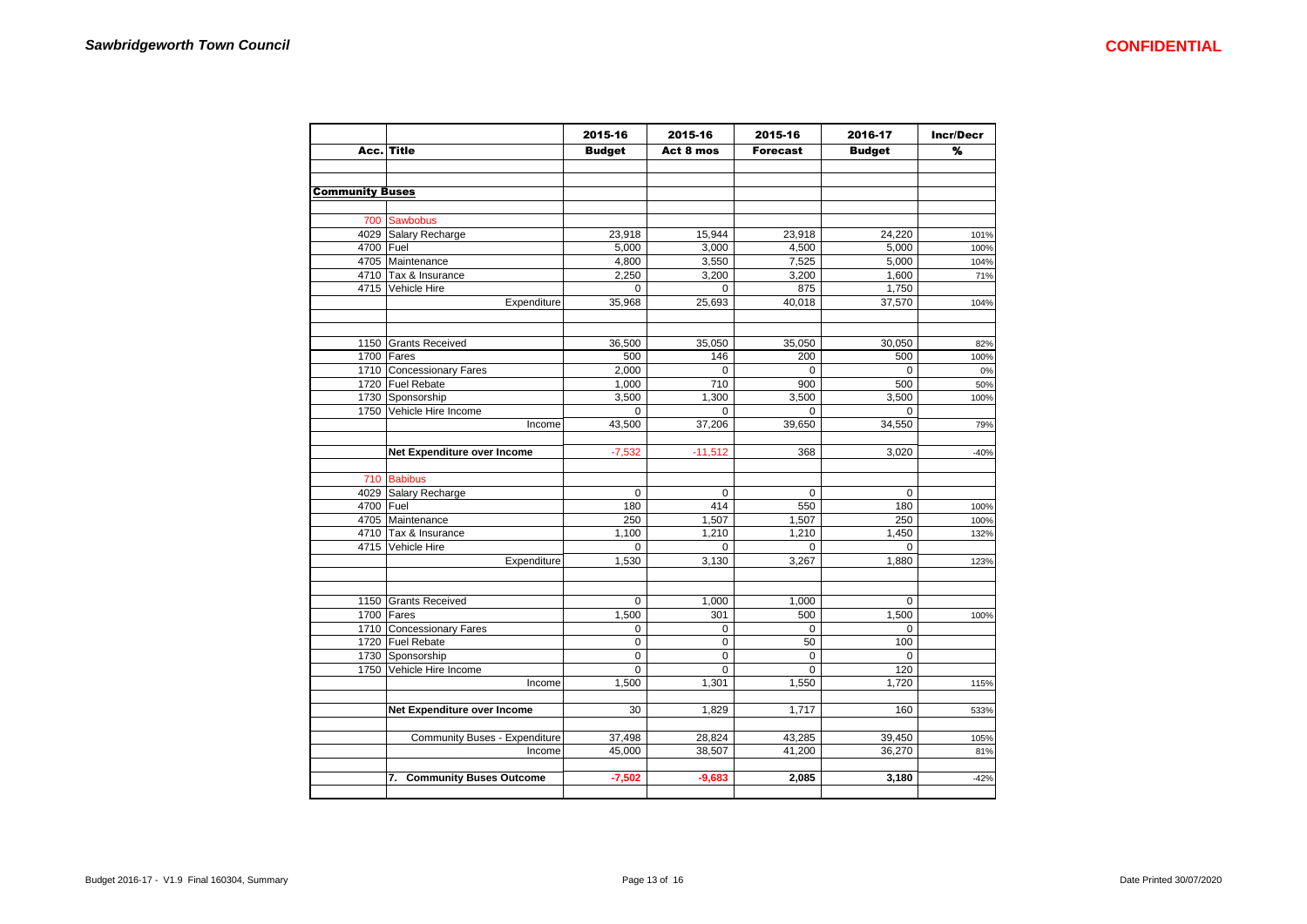**Sawbridgeworth Town Council** **CONFIDENTIAL**

| Acc. | Title | 2015-16 Budget | 2015-16 Act 8 mos | 2015-16 Forecast | 2016-17 Budget | Incr/Decr % |
|---|---|---|---|---|---|---|
| | | | | | | |
| **Community Buses** | | | | | | |
| 700 | Sawbobus | | | | | |
| 4029 | Salary Recharge | 23,918 | 15,944 | 23,918 | 24,220 | 101% |
| 4700 | Fuel | 5,000 | 3,000 | 4,500 | 5,000 | 100% |
| 4705 | Maintenance | 4,800 | 3,550 | 7,525 | 5,000 | 104% |
| 4710 | Tax & Insurance | 2,250 | 3,200 | 3,200 | 1,600 | 71% |
| 4715 | Vehicle Hire | 0 | 0 | 875 | 1,750 | |
| | Expenditure | 35,968 | 25,693 | 40,018 | 37,570 | 104% |
| | | | | | | |
| 1150 | Grants Received | 36,500 | 35,050 | 35,050 | 30,050 | 82% |
| 1700 | Fares | 500 | 146 | 200 | 500 | 100% |
| 1710 | Concessionary Fares | 2,000 | 0 | 0 | 0 | 0% |
| 1720 | Fuel Rebate | 1,000 | 710 | 900 | 500 | 50% |
| 1730 | Sponsorship | 3,500 | 1,300 | 3,500 | 3,500 | 100% |
| 1750 | Vehicle Hire Income | 0 | 0 | 0 | 0 | |
| | Income | 43,500 | 37,206 | 39,650 | 34,550 | 79% |
| | **Net Expenditure over Income** | -7,532 | -11,512 | 368 | 3,020 | -40% |
| 710 | Babibus | | | | | |
| 4029 | Salary Recharge | 0 | 0 | 0 | 0 | |
| 4700 | Fuel | 180 | 414 | 550 | 180 | 100% |
| 4705 | Maintenance | 250 | 1,507 | 1,507 | 250 | 100% |
| 4710 | Tax & Insurance | 1,100 | 1,210 | 1,210 | 1,450 | 132% |
| 4715 | Vehicle Hire | 0 | 0 | 0 | 0 | |
| | Expenditure | 1,530 | 3,130 | 3,267 | 1,880 | 123% |
| | | | | | | |
| 1150 | Grants Received | 0 | 1,000 | 1,000 | 0 | |
| 1700 | Fares | 1,500 | 301 | 500 | 1,500 | 100% |
| 1710 | Concessionary Fares | 0 | 0 | 0 | 0 | |
| 1720 | Fuel Rebate | 0 | 0 | 50 | 100 | |
| 1730 | Sponsorship | 0 | 0 | 0 | 0 | |
| 1750 | Vehicle Hire Income | 0 | 0 | 0 | 120 | |
| | Income | 1,500 | 1,301 | 1,550 | 1,720 | 115% |
| | **Net Expenditure over Income** | 30 | 1,829 | 1,717 | 160 | 533% |
| | Community Buses - Expenditure | 37,498 | 28,824 | 43,285 | 39,450 | 105% |
| | Income | 45,000 | 38,507 | 41,200 | 36,270 | 81% |
| | **7. Community Buses Outcome** | **-7,502** | **-9,683** | **2,085** | **3,180** | -42% |

Budget 2016-17 - V1.9 Final 160304, Summary

Date Printed 30/07/2020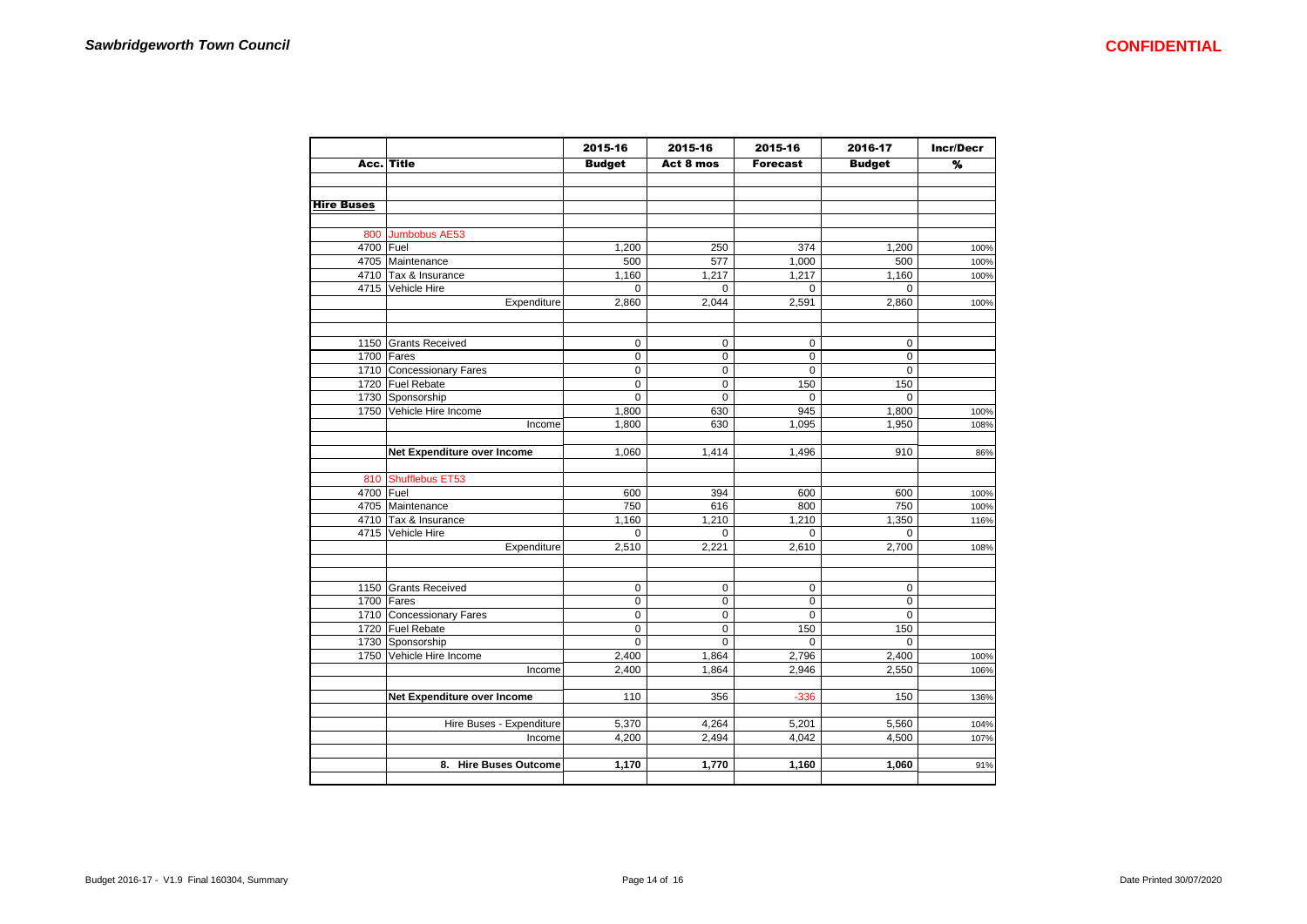| | | 2015-16 | 2015-16 | 2015-16 | 2016-17 | Incr/Decr |
|---|---|---|---|---|---|---|
| Acc. | Title | Budget | Act 8 mos | Forecast | Budget | % |
| | | | | | | |
| **Hire Buses** | | | | | | |
| | | | | | | |
| 800 | Jumbobus AE53 | | | | | |
| 4700 | Fuel | 1,200 | 250 | 374 | 1,200 | 100% |
| 4705 | Maintenance | 500 | 577 | 1,000 | 500 | 100% |
| 4710 | Tax & Insurance | 1,160 | 1,217 | 1,217 | 1,160 | 100% |
| 4715 | Vehicle Hire | 0 | 0 | 0 | 0 | |
| | Expenditure | 2,860 | 2,044 | 2,591 | 2,860 | 100% |
| | | | | | | |
| 1150 | Grants Received | 0 | 0 | 0 | 0 | |
| 1700 | Fares | 0 | 0 | 0 | 0 | |
| 1710 | Concessionary Fares | 0 | 0 | 0 | 0 | |
| 1720 | Fuel Rebate | 0 | 0 | 150 | 150 | |
| 1730 | Sponsorship | 0 | 0 | 0 | 0 | |
| 1750 | Vehicle Hire Income | 1,800 | 630 | 945 | 1,800 | 100% |
| | Income | 1,800 | 630 | 1,095 | 1,950 | 108% |
| | | | | | | |
| | **Net Expenditure over Income** | 1,060 | 1,414 | 1,496 | 910 | 86% |
| | | | | | | |
| 810 | Shufflebus ET53 | | | | | |
| 4700 | Fuel | 600 | 394 | 600 | 600 | 100% |
| 4705 | Maintenance | 750 | 616 | 800 | 750 | 100% |
| 4710 | Tax & Insurance | 1,160 | 1,210 | 1,210 | 1,350 | 116% |
| 4715 | Vehicle Hire | 0 | 0 | 0 | 0 | |
| | Expenditure | 2,510 | 2,221 | 2,610 | 2,700 | 108% |
| | | | | | | |
| 1150 | Grants Received | 0 | 0 | 0 | 0 | |
| 1700 | Fares | 0 | 0 | 0 | 0 | |
| 1710 | Concessionary Fares | 0 | 0 | 0 | 0 | |
| 1720 | Fuel Rebate | 0 | 0 | 150 | 150 | |
| 1730 | Sponsorship | 0 | 0 | 0 | 0 | |
| 1750 | Vehicle Hire Income | 2,400 | 1,864 | 2,796 | 2,400 | 100% |
| | Income | 2,400 | 1,864 | 2,946 | 2,550 | 106% |
| | | | | | | |
| | **Net Expenditure over Income** | 110 | 356 | -336 | 150 | 136% |
| | | | | | | |
| | Hire Buses - Expenditure | 5,370 | 4,264 | 5,201 | 5,560 | 104% |
| | Income | 4,200 | 2,494 | 4,042 | 4,500 | 107% |
| | | | | | | |
| | **8. Hire Buses Outcome** | **1,170** | **1,770** | **1,160** | **1,060** | 91% |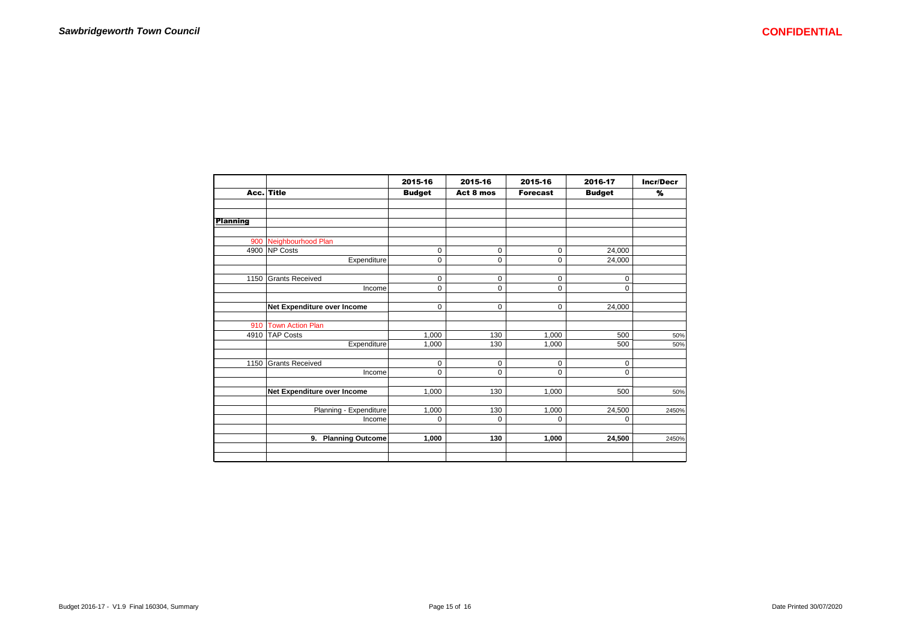| Acc. | Title | 2015-16 Budget | 2015-16 Act 8 mos | 2015-16 Forecast | 2016-17 Budget | Incr/Decr % |
|---|---|---|---|---|---|---|
| **Planning** | | | | | | |
| 900 | Neighbourhood Plan | | | | | |
| 4900 | NP Costs | 0 | 0 | 0 | 24,000 | |
| | Expenditure | 0 | 0 | 0 | 24,000 | |
| 1150 | Grants Received | 0 | 0 | 0 | 0 | |
| | Income | 0 | 0 | 0 | 0 | |
| | **Net Expenditure over Income** | 0 | 0 | 0 | 24,000 | |
| 910 | Town Action Plan | | | | | |
| 4910 | TAP Costs | 1,000 | 130 | 1,000 | 500 | 50% |
| | Expenditure | 1,000 | 130 | 1,000 | 500 | 50% |
| 1150 | Grants Received | 0 | 0 | 0 | 0 | |
| | Income | 0 | 0 | 0 | 0 | |
| | **Net Expenditure over Income** | 1,000 | 130 | 1,000 | 500 | 50% |
| | Planning - Expenditure | 1,000 | 130 | 1,000 | 24,500 | 2450% |
| | Income | 0 | 0 | 0 | 0 | |
| | **9. Planning Outcome** | **1,000** | **130** | **1,000** | **24,500** | 2450% |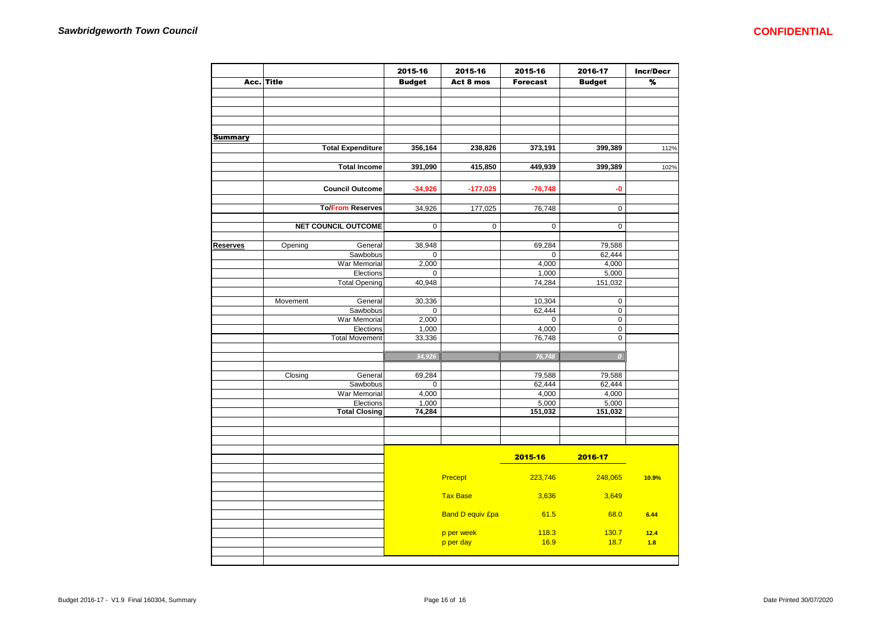# Sawbridgeworth Town Council

**CONFIDENTIAL**

| | | | 2015-16 | 2015-16 | 2015-16 | 2016-17 | Incr/Decr |
|---|---|---|---|---|---|---|---|
| **Acc.** | **Title** | | **Budget** | **Act 8 mos** | **Forecast** | **Budget** | **%** |
| **Summary** | | | | | | | |
| | | **Total Expenditure** | **356,164** | **238,826** | **373,191** | **399,389** | 112% |
| | | **Total Income** | **391,090** | **415,850** | **449,939** | **399,389** | 102% |
| | | **Council Outcome** | **-34,926** | **-177,025** | **-76,748** | **-0** | |
| | | **To/From Reserves** | 34,926 | 177,025 | 76,748 | 0 | |
| | | **NET COUNCIL OUTCOME** | 0 | 0 | 0 | 0 | |
| **Reserves** | Opening | General | 38,948 | | 69,284 | 79,588 | |
| | | Sawbobus | 0 | | 0 | 62,444 | |
| | | War Memorial | 2,000 | | 4,000 | 4,000 | |
| | | Elections | 0 | | 1,000 | 5,000 | |
| | | Total Opening | 40,948 | | 74,284 | 151,032 | |
| | Movement | General | 30,336 | | 10,304 | 0 | |
| | | Sawbobus | 0 | | 62,444 | 0 | |
| | | War Memorial | 2,000 | | 0 | 0 | |
| | | Elections | 1,000 | | 4,000 | 0 | |
| | | Total Movement | 33,336 | | 76,748 | 0 | |
| | | | *34,926* | | *76,748* | *0* | |
| | Closing | General | 69,284 | | 79,588 | 79,588 | |
| | | Sawbobus | 0 | | 62,444 | 62,444 | |
| | | War Memorial | 4,000 | | 4,000 | 4,000 | |
| | | Elections | 1,000 | | 5,000 | 5,000 | |
| | | **Total Closing** | **74,284** | | **151,032** | **151,032** | |

| | 2015-16 | 2016-17 | |
|---|---|---|---|
| Precept | 223,746 | 248,065 | 10.9% |
| Tax Base | 3,636 | 3,649 | |
| Band D equiv £pa | 61.5 | 68.0 | 6.44 |
| p per week | 118.3 | 130.7 | 12.4 |
| p per day | 16.9 | 18.7 | 1.8 |

Budget 2016-17 - V1.9 Final 160304, Summary

Date Printed 30/07/2020